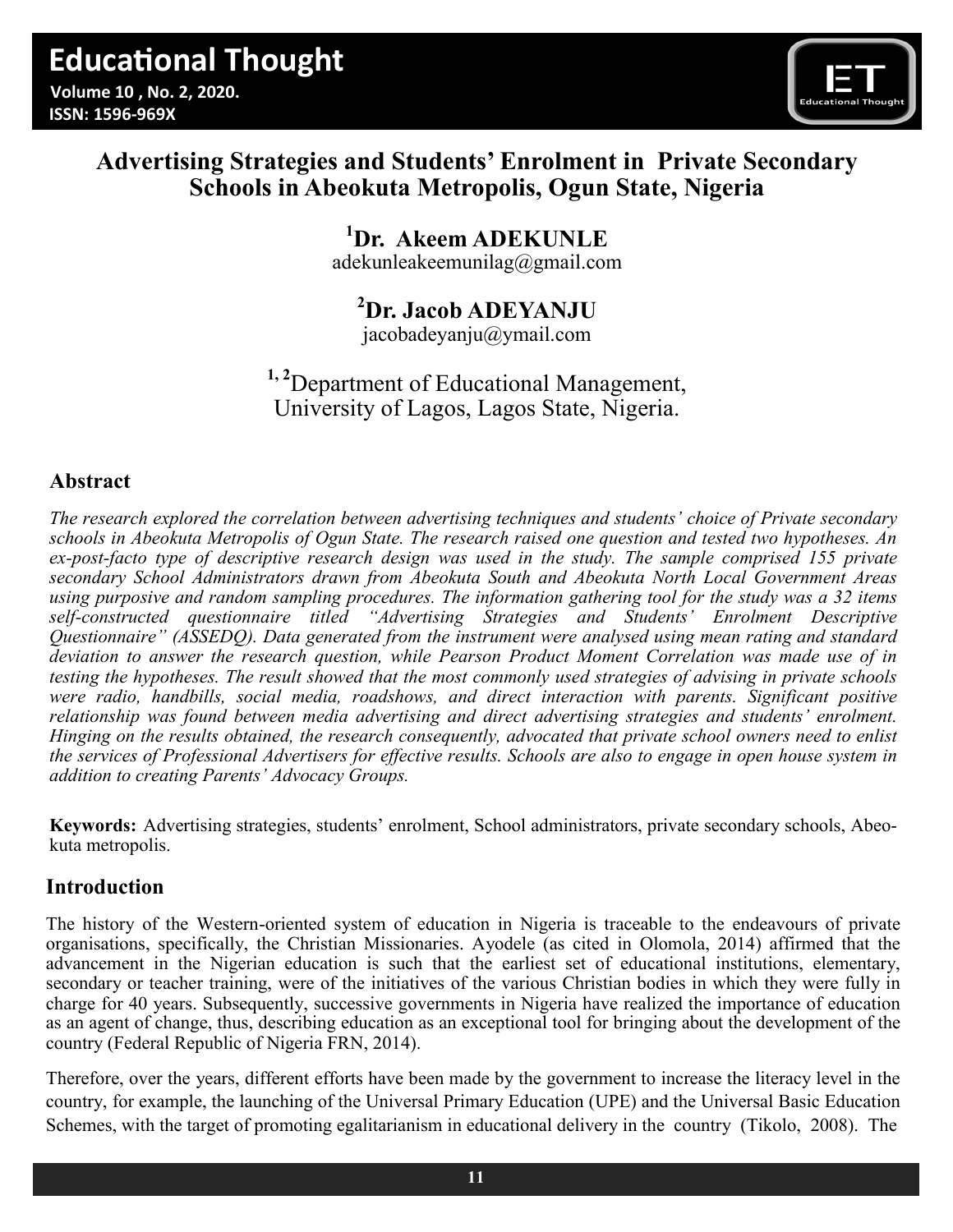# Advertising Strategies and Students' Enrolment in Private Secondary Schools in Abeokuta Metropolis, Ogun State, Nigeria

**[1]Dr. Akeem ADEKUNLE**
adekunleakeemunilag@gmail.com

**[2]Dr. Jacob ADEYANJU**
jacobadeyanju@ymail.com

[1, 2]Department of Educational Management,
University of Lagos, Lagos State, Nigeria.

## Abstract

*The research explored the correlation between advertising techniques and students' choice of Private secondary schools in Abeokuta Metropolis of Ogun State. The research raised one question and tested two hypotheses. An ex-post-facto type of descriptive research design was used in the study. The sample comprised 155 private secondary School Administrators drawn from Abeokuta South and Abeokuta North Local Government Areas using purposive and random sampling procedures. The information gathering tool for the study was a 32 items self-constructed questionnaire titled "Advertising Strategies and Students' Enrolment Descriptive Questionnaire" (ASSEDQ). Data generated from the instrument were analysed using mean rating and standard deviation to answer the research question, while Pearson Product Moment Correlation was made use of in testing the hypotheses. The result showed that the most commonly used strategies of advising in private schools were radio, handbills, social media, roadshows, and direct interaction with parents. Significant positive relationship was found between media advertising and direct advertising strategies and students' enrolment. Hinging on the results obtained, the research consequently, advocated that private school owners need to enlist the services of Professional Advertisers for effective results. Schools are also to engage in open house system in addition to creating Parents' Advocacy Groups.*

**Keywords:** Advertising strategies, students' enrolment, School administrators, private secondary schools, Abeokuta metropolis.

## Introduction

The history of the Western-oriented system of education in Nigeria is traceable to the endeavours of private organisations, specifically, the Christian Missionaries. Ayodele (as cited in Olomola, 2014) affirmed that the advancement in the Nigerian education is such that the earliest set of educational institutions, elementary, secondary or teacher training, were of the initiatives of the various Christian bodies in which they were fully in charge for 40 years. Subsequently, successive governments in Nigeria have realized the importance of education as an agent of change, thus, describing education as an exceptional tool for bringing about the development of the country (Federal Republic of Nigeria FRN, 2014).

Therefore, over the years, different efforts have been made by the government to increase the literacy level in the country, for example, the launching of the Universal Primary Education (UPE) and the Universal Basic Education Schemes, with the target of promoting egalitarianism in educational delivery in the country (Tikolo, 2008). The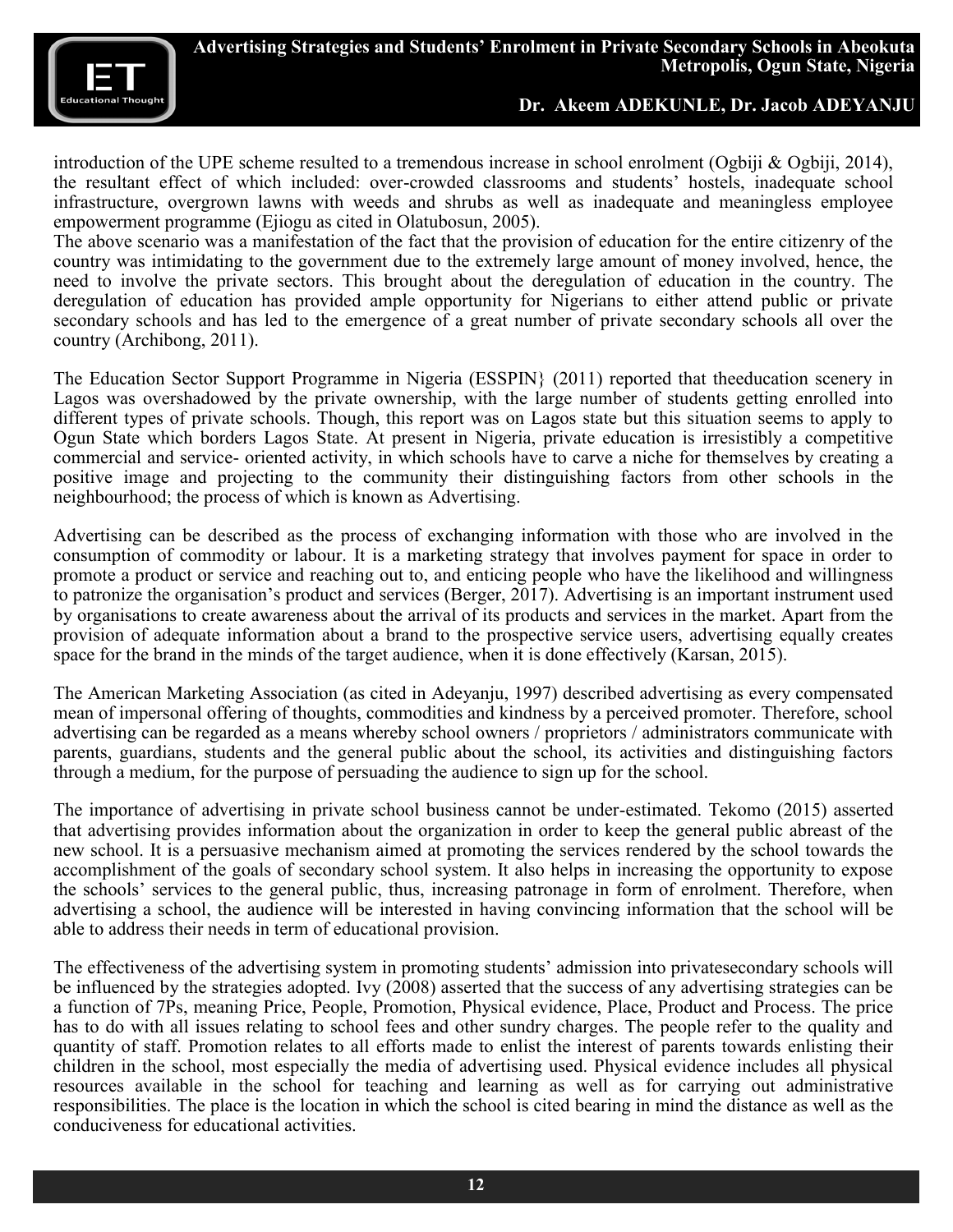introduction of the UPE scheme resulted to a tremendous increase in school enrolment (Ogbiji & Ogbiji, 2014), the resultant effect of which included: over-crowded classrooms and students' hostels, inadequate school infrastructure, overgrown lawns with weeds and shrubs as well as inadequate and meaningless employee empowerment programme (Ejiogu as cited in Olatubosun, 2005).
The above scenario was a manifestation of the fact that the provision of education for the entire citizenry of the country was intimidating to the government due to the extremely large amount of money involved, hence, the need to involve the private sectors. This brought about the deregulation of education in the country. The deregulation of education has provided ample opportunity for Nigerians to either attend public or private secondary schools and has led to the emergence of a great number of private secondary schools all over the country (Archibong, 2011).

The Education Sector Support Programme in Nigeria (ESSPIN} (2011) reported that theeducation scenery in Lagos was overshadowed by the private ownership, with the large number of students getting enrolled into different types of private schools. Though, this report was on Lagos state but this situation seems to apply to Ogun State which borders Lagos State. At present in Nigeria, private education is irresistibly a competitive commercial and service- oriented activity, in which schools have to carve a niche for themselves by creating a positive image and projecting to the community their distinguishing factors from other schools in the neighbourhood; the process of which is known as Advertising.

Advertising can be described as the process of exchanging information with those who are involved in the consumption of commodity or labour. It is a marketing strategy that involves payment for space in order to promote a product or service and reaching out to, and enticing people who have the likelihood and willingness to patronize the organisation's product and services (Berger, 2017). Advertising is an important instrument used by organisations to create awareness about the arrival of its products and services in the market. Apart from the provision of adequate information about a brand to the prospective service users, advertising equally creates space for the brand in the minds of the target audience, when it is done effectively (Karsan, 2015).

The American Marketing Association (as cited in Adeyanju, 1997) described advertising as every compensated mean of impersonal offering of thoughts, commodities and kindness by a perceived promoter. Therefore, school advertising can be regarded as a means whereby school owners / proprietors / administrators communicate with parents, guardians, students and the general public about the school, its activities and distinguishing factors through a medium, for the purpose of persuading the audience to sign up for the school.

The importance of advertising in private school business cannot be under-estimated. Tekomo (2015) asserted that advertising provides information about the organization in order to keep the general public abreast of the new school. It is a persuasive mechanism aimed at promoting the services rendered by the school towards the accomplishment of the goals of secondary school system. It also helps in increasing the opportunity to expose the schools' services to the general public, thus, increasing patronage in form of enrolment. Therefore, when advertising a school, the audience will be interested in having convincing information that the school will be able to address their needs in term of educational provision.

The effectiveness of the advertising system in promoting students' admission into privatesecondary schools will be influenced by the strategies adopted. Ivy (2008) asserted that the success of any advertising strategies can be a function of 7Ps, meaning Price, People, Promotion, Physical evidence, Place, Product and Process. The price has to do with all issues relating to school fees and other sundry charges. The people refer to the quality and quantity of staff. Promotion relates to all efforts made to enlist the interest of parents towards enlisting their children in the school, most especially the media of advertising used. Physical evidence includes all physical resources available in the school for teaching and learning as well as for carrying out administrative responsibilities. The place is the location in which the school is cited bearing in mind the distance as well as the conduciveness for educational activities.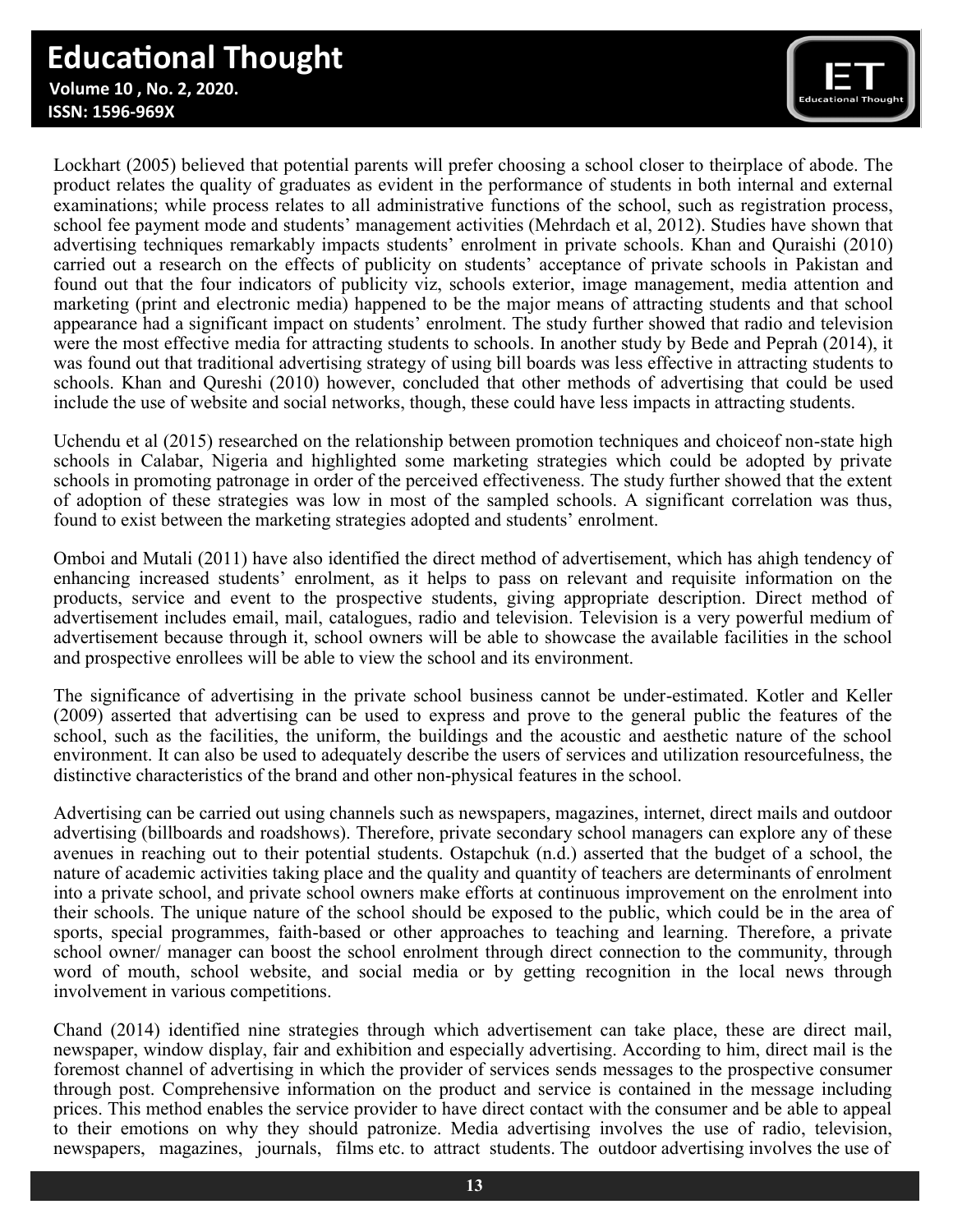Lockhart (2005) believed that potential parents will prefer choosing a school closer to theirplace of abode. The product relates the quality of graduates as evident in the performance of students in both internal and external examinations; while process relates to all administrative functions of the school, such as registration process, school fee payment mode and students' management activities (Mehrdach et al, 2012). Studies have shown that advertising techniques remarkably impacts students' enrolment in private schools. Khan and Quraishi (2010) carried out a research on the effects of publicity on students' acceptance of private schools in Pakistan and found out that the four indicators of publicity viz, schools exterior, image management, media attention and marketing (print and electronic media) happened to be the major means of attracting students and that school appearance had a significant impact on students' enrolment. The study further showed that radio and television were the most effective media for attracting students to schools. In another study by Bede and Peprah (2014), it was found out that traditional advertising strategy of using bill boards was less effective in attracting students to schools. Khan and Qureshi (2010) however, concluded that other methods of advertising that could be used include the use of website and social networks, though, these could have less impacts in attracting students.

Uchendu et al (2015) researched on the relationship between promotion techniques and choiceof non-state high schools in Calabar, Nigeria and highlighted some marketing strategies which could be adopted by private schools in promoting patronage in order of the perceived effectiveness. The study further showed that the extent of adoption of these strategies was low in most of the sampled schools. A significant correlation was thus, found to exist between the marketing strategies adopted and students' enrolment.

Omboi and Mutali (2011) have also identified the direct method of advertisement, which has ahigh tendency of enhancing increased students' enrolment, as it helps to pass on relevant and requisite information on the products, service and event to the prospective students, giving appropriate description. Direct method of advertisement includes email, mail, catalogues, radio and television. Television is a very powerful medium of advertisement because through it, school owners will be able to showcase the available facilities in the school and prospective enrollees will be able to view the school and its environment.

The significance of advertising in the private school business cannot be under-estimated. Kotler and Keller (2009) asserted that advertising can be used to express and prove to the general public the features of the school, such as the facilities, the uniform, the buildings and the acoustic and aesthetic nature of the school environment. It can also be used to adequately describe the users of services and utilization resourcefulness, the distinctive characteristics of the brand and other non-physical features in the school.

Advertising can be carried out using channels such as newspapers, magazines, internet, direct mails and outdoor advertising (billboards and roadshows). Therefore, private secondary school managers can explore any of these avenues in reaching out to their potential students. Ostapchuk (n.d.) asserted that the budget of a school, the nature of academic activities taking place and the quality and quantity of teachers are determinants of enrolment into a private school, and private school owners make efforts at continuous improvement on the enrolment into their schools. The unique nature of the school should be exposed to the public, which could be in the area of sports, special programmes, faith-based or other approaches to teaching and learning. Therefore, a private school owner/ manager can boost the school enrolment through direct connection to the community, through word of mouth, school website, and social media or by getting recognition in the local news through involvement in various competitions.

Chand (2014) identified nine strategies through which advertisement can take place, these are direct mail, newspaper, window display, fair and exhibition and especially advertising. According to him, direct mail is the foremost channel of advertising in which the provider of services sends messages to the prospective consumer through post. Comprehensive information on the product and service is contained in the message including prices. This method enables the service provider to have direct contact with the consumer and be able to appeal to their emotions on why they should patronize. Media advertising involves the use of radio, television, newspapers, magazines, journals, films etc. to attract students. The outdoor advertising involves the use of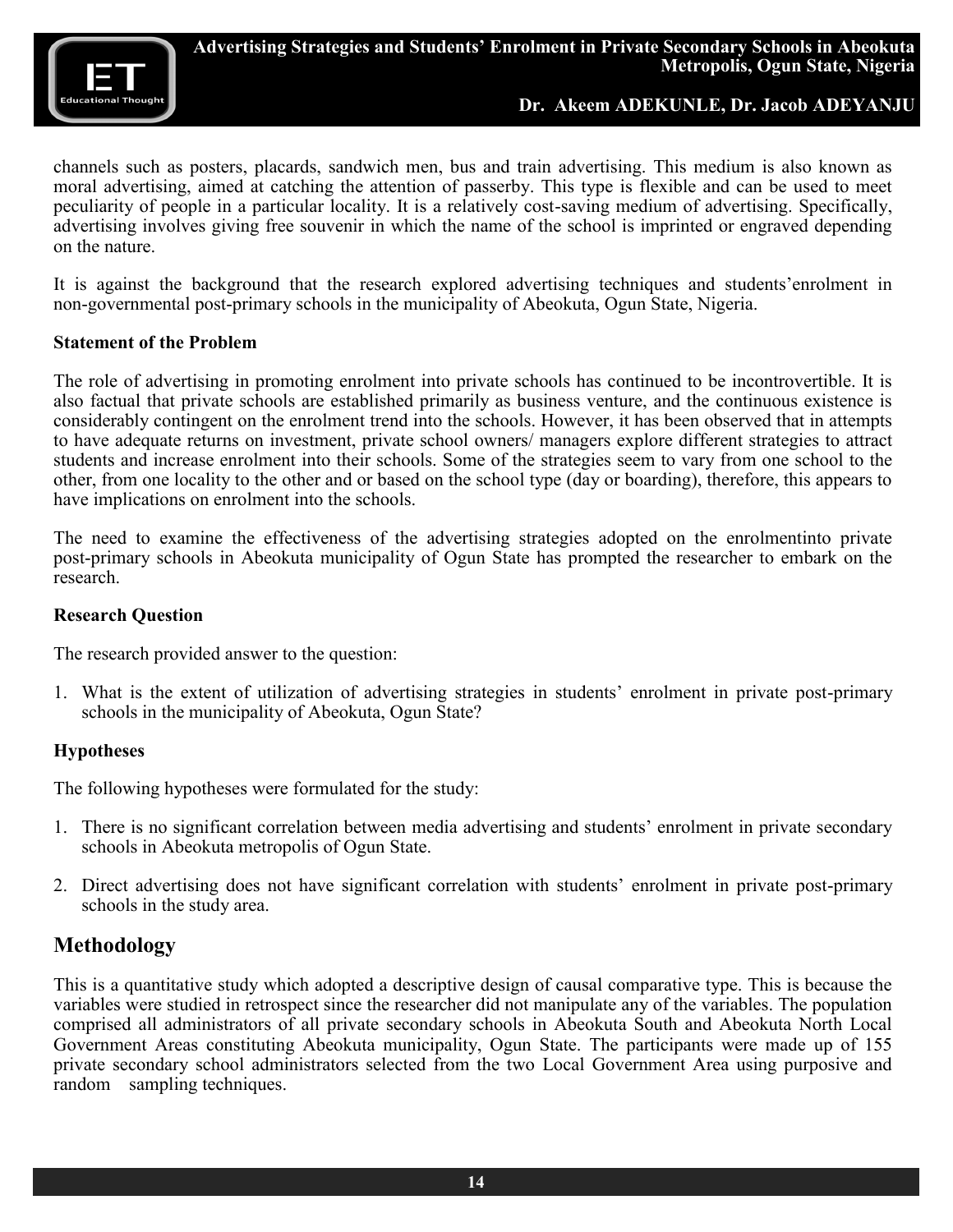channels such as posters, placards, sandwich men, bus and train advertising. This medium is also known as moral advertising, aimed at catching the attention of passerby. This type is flexible and can be used to meet peculiarity of people in a particular locality. It is a relatively cost-saving medium of advertising. Specifically, advertising involves giving free souvenir in which the name of the school is imprinted or engraved depending on the nature.

It is against the background that the research explored advertising techniques and students'enrolment in non-governmental post-primary schools in the municipality of Abeokuta, Ogun State, Nigeria.

**Statement of the Problem**

The role of advertising in promoting enrolment into private schools has continued to be incontrovertible. It is also factual that private schools are established primarily as business venture, and the continuous existence is considerably contingent on the enrolment trend into the schools. However, it has been observed that in attempts to have adequate returns on investment, private school owners/ managers explore different strategies to attract students and increase enrolment into their schools. Some of the strategies seem to vary from one school to the other, from one locality to the other and or based on the school type (day or boarding), therefore, this appears to have implications on enrolment into the schools.

The need to examine the effectiveness of the advertising strategies adopted on the enrolmentinto private post-primary schools in Abeokuta municipality of Ogun State has prompted the researcher to embark on the research.

**Research Question**

The research provided answer to the question:

1. What is the extent of utilization of advertising strategies in students' enrolment in private post-primary schools in the municipality of Abeokuta, Ogun State?

**Hypotheses**

The following hypotheses were formulated for the study:

1. There is no significant correlation between media advertising and students' enrolment in private secondary schools in Abeokuta metropolis of Ogun State.
2. Direct advertising does not have significant correlation with students' enrolment in private post-primary schools in the study area.

## Methodology

This is a quantitative study which adopted a descriptive design of causal comparative type. This is because the variables were studied in retrospect since the researcher did not manipulate any of the variables. The population comprised all administrators of all private secondary schools in Abeokuta South and Abeokuta North Local Government Areas constituting Abeokuta municipality, Ogun State. The participants were made up of 155 private secondary school administrators selected from the two Local Government Area using purposive and random sampling techniques.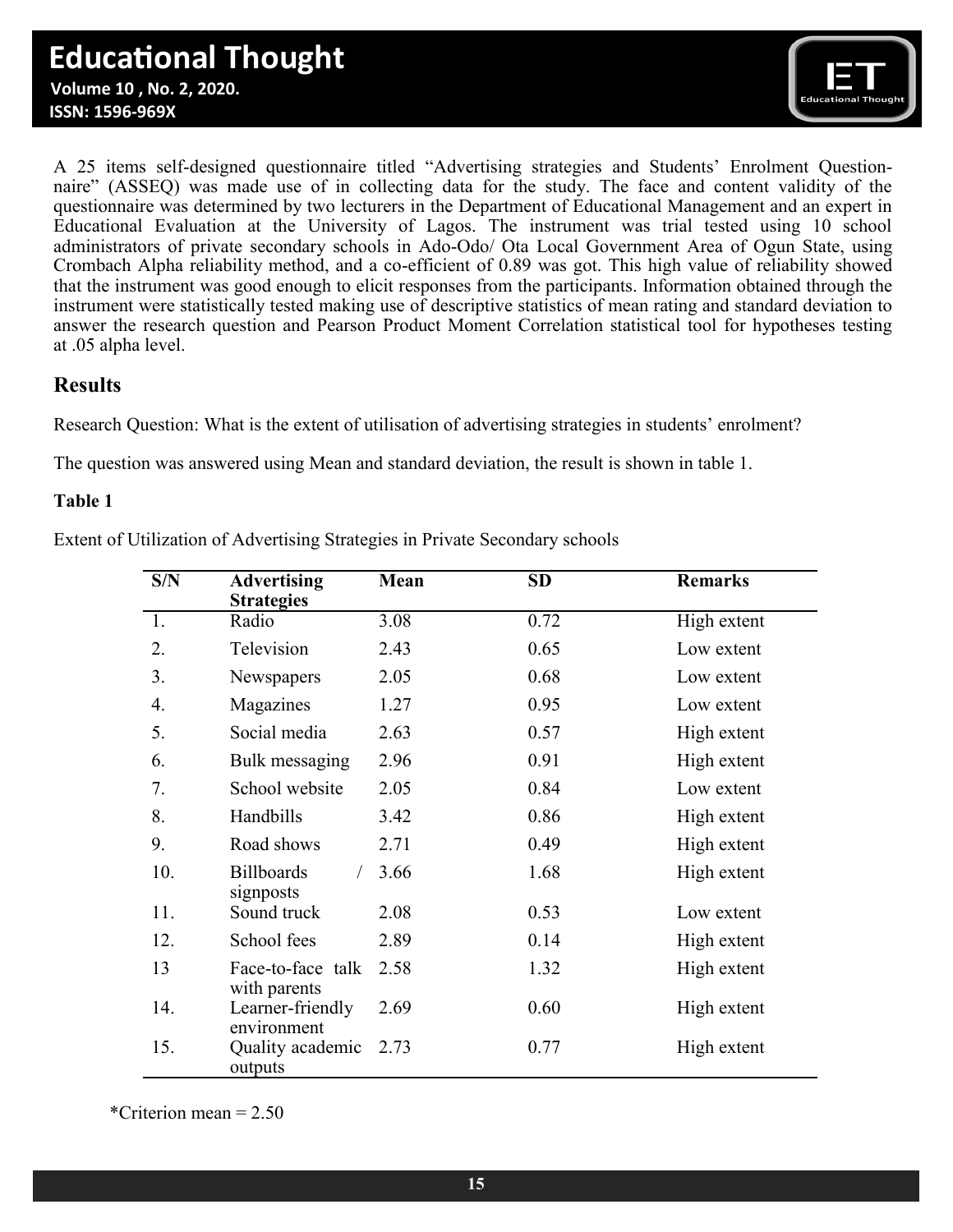A 25 items self-designed questionnaire titled "Advertising strategies and Students' Enrolment Questionnaire" (ASSEQ) was made use of in collecting data for the study. The face and content validity of the questionnaire was determined by two lecturers in the Department of Educational Management and an expert in Educational Evaluation at the University of Lagos. The instrument was trial tested using 10 school administrators of private secondary schools in Ado-Odo/ Ota Local Government Area of Ogun State, using Crombach Alpha reliability method, and a co-efficient of 0.89 was got. This high value of reliability showed that the instrument was good enough to elicit responses from the participants. Information obtained through the instrument were statistically tested making use of descriptive statistics of mean rating and standard deviation to answer the research question and Pearson Product Moment Correlation statistical tool for hypotheses testing at .05 alpha level.

## Results

Research Question: What is the extent of utilisation of advertising strategies in students' enrolment?

The question was answered using Mean and standard deviation, the result is shown in table 1.

**Table 1**

Extent of Utilization of Advertising Strategies in Private Secondary schools

| S/N | Advertising Strategies | Mean | SD | Remarks |
|---|---|---|---|---|
| 1. | Radio | 3.08 | 0.72 | High extent |
| 2. | Television | 2.43 | 0.65 | Low extent |
| 3. | Newspapers | 2.05 | 0.68 | Low extent |
| 4. | Magazines | 1.27 | 0.95 | Low extent |
| 5. | Social media | 2.63 | 0.57 | High extent |
| 6. | Bulk messaging | 2.96 | 0.91 | High extent |
| 7. | School website | 2.05 | 0.84 | Low extent |
| 8. | Handbills | 3.42 | 0.86 | High extent |
| 9. | Road shows | 2.71 | 0.49 | High extent |
| 10. | Billboards / signposts | 3.66 | 1.68 | High extent |
| 11. | Sound truck | 2.08 | 0.53 | Low extent |
| 12. | School fees | 2.89 | 0.14 | High extent |
| 13 | Face-to-face talk with parents | 2.58 | 1.32 | High extent |
| 14. | Learner-friendly environment | 2.69 | 0.60 | High extent |
| 15. | Quality academic outputs | 2.73 | 0.77 | High extent |

*Criterion mean = 2.50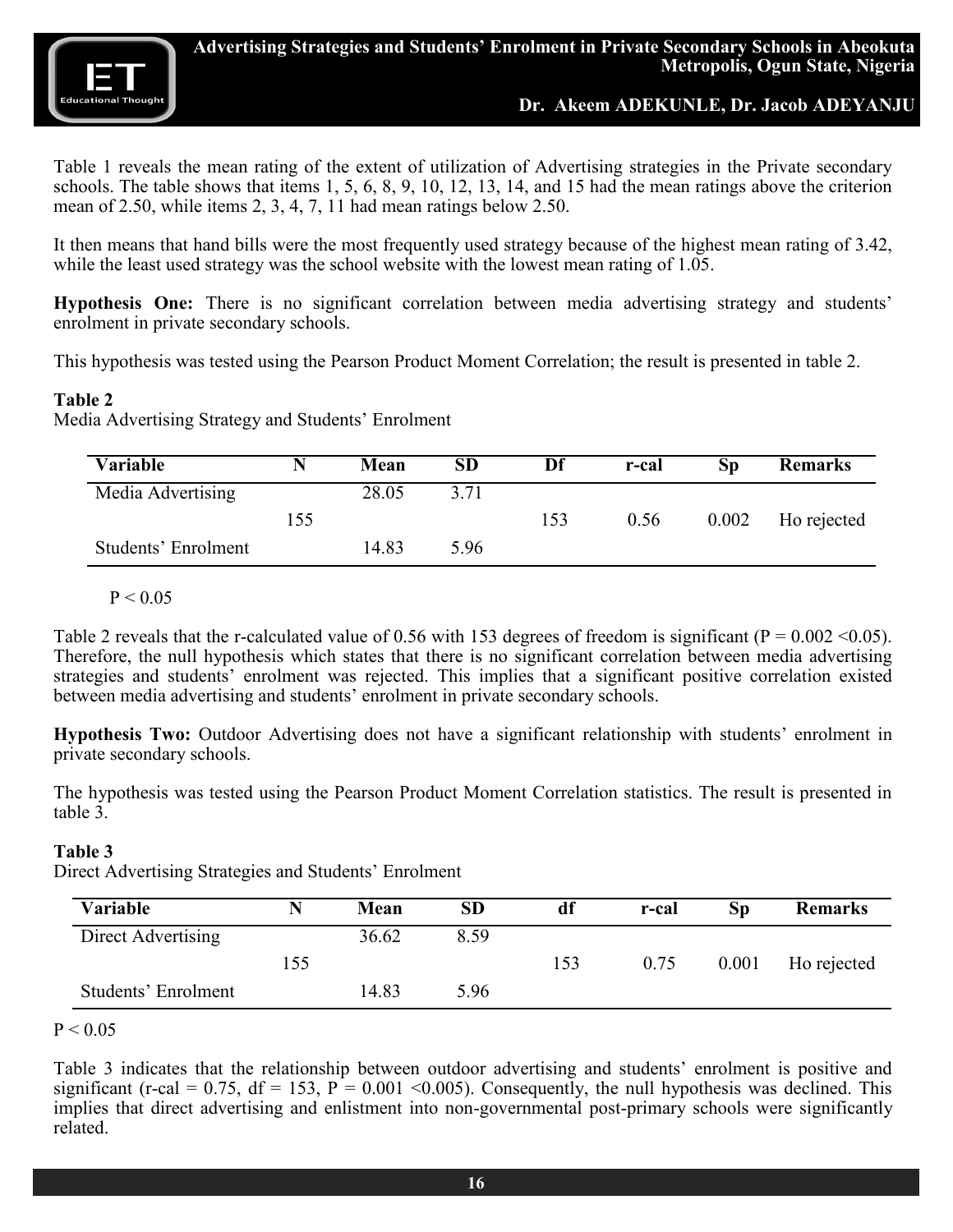Table 1 reveals the mean rating of the extent of utilization of Advertising strategies in the Private secondary schools. The table shows that items 1, 5, 6, 8, 9, 10, 12, 13, 14, and 15 had the mean ratings above the criterion mean of 2.50, while items 2, 3, 4, 7, 11 had mean ratings below 2.50.

It then means that hand bills were the most frequently used strategy because of the highest mean rating of 3.42, while the least used strategy was the school website with the lowest mean rating of 1.05.

**Hypothesis One:** There is no significant correlation between media advertising strategy and students' enrolment in private secondary schools.

This hypothesis was tested using the Pearson Product Moment Correlation; the result is presented in table 2.

**Table 2**

Media Advertising Strategy and Students' Enrolment

| Variable | N | Mean | SD | Df | r-cal | Sp | Remarks |
|---|---|---|---|---|---|---|---|
| Media Advertising | | 28.05 | 3.71 | | | | |
| | 155 | | | 153 | 0.56 | 0.002 | Ho rejected |
| Students' Enrolment | | 14.83 | 5.96 | | | | |

$P < 0.05$

Table 2 reveals that the r-calculated value of 0.56 with 153 degrees of freedom is significant ($P = 0.002 < 0.05$). Therefore, the null hypothesis which states that there is no significant correlation between media advertising strategies and students' enrolment was rejected. This implies that a significant positive correlation existed between media advertising and students' enrolment in private secondary schools.

**Hypothesis Two:** Outdoor Advertising does not have a significant relationship with students' enrolment in private secondary schools.

The hypothesis was tested using the Pearson Product Moment Correlation statistics. The result is presented in table 3.

**Table 3**

Direct Advertising Strategies and Students' Enrolment

| Variable | N | Mean | SD | df | r-cal | Sp | Remarks |
|---|---|---|---|---|---|---|---|
| Direct Advertising | | 36.62 | 8.59 | | | | |
| | 155 | | | 153 | 0.75 | 0.001 | Ho rejected |
| Students' Enrolment | | 14.83 | 5.96 | | | | |

$P < 0.05$

Table 3 indicates that the relationship between outdoor advertising and students' enrolment is positive and significant (r-cal = 0.75, df = 153, $P = 0.001 < 0.005$). Consequently, the null hypothesis was declined. This implies that direct advertising and enlistment into non-governmental post-primary schools were significantly related.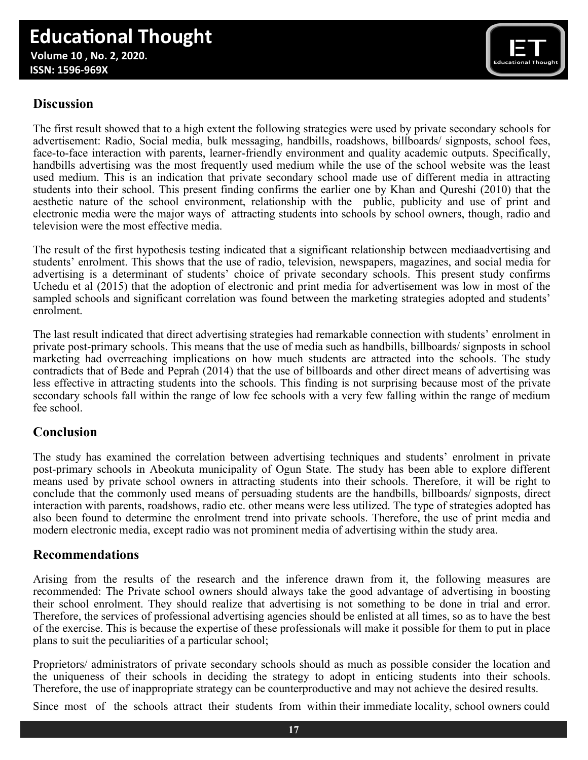## Discussion

The first result showed that to a high extent the following strategies were used by private secondary schools for advertisement: Radio, Social media, bulk messaging, handbills, roadshows, billboards/ signposts, school fees, face-to-face interaction with parents, learner-friendly environment and quality academic outputs. Specifically, handbills advertising was the most frequently used medium while the use of the school website was the least used medium. This is an indication that private secondary school made use of different media in attracting students into their school. This present finding confirms the earlier one by Khan and Qureshi (2010) that the aesthetic nature of the school environment, relationship with the public, publicity and use of print and electronic media were the major ways of attracting students into schools by school owners, though, radio and television were the most effective media.

The result of the first hypothesis testing indicated that a significant relationship between mediaadvertising and students' enrolment. This shows that the use of radio, television, newspapers, magazines, and social media for advertising is a determinant of students' choice of private secondary schools. This present study confirms Uchedu et al (2015) that the adoption of electronic and print media for advertisement was low in most of the sampled schools and significant correlation was found between the marketing strategies adopted and students' enrolment.

The last result indicated that direct advertising strategies had remarkable connection with students' enrolment in private post-primary schools. This means that the use of media such as handbills, billboards/ signposts in school marketing had overreaching implications on how much students are attracted into the schools. The study contradicts that of Bede and Peprah (2014) that the use of billboards and other direct means of advertising was less effective in attracting students into the schools. This finding is not surprising because most of the private secondary schools fall within the range of low fee schools with a very few falling within the range of medium fee school.

## Conclusion

The study has examined the correlation between advertising techniques and students' enrolment in private post-primary schools in Abeokuta municipality of Ogun State. The study has been able to explore different means used by private school owners in attracting students into their schools. Therefore, it will be right to conclude that the commonly used means of persuading students are the handbills, billboards/ signposts, direct interaction with parents, roadshows, radio etc. other means were less utilized. The type of strategies adopted has also been found to determine the enrolment trend into private schools. Therefore, the use of print media and modern electronic media, except radio was not prominent media of advertising within the study area.

## Recommendations

Arising from the results of the research and the inference drawn from it, the following measures are recommended: The Private school owners should always take the good advantage of advertising in boosting their school enrolment. They should realize that advertising is not something to be done in trial and error. Therefore, the services of professional advertising agencies should be enlisted at all times, so as to have the best of the exercise. This is because the expertise of these professionals will make it possible for them to put in place plans to suit the peculiarities of a particular school;

Proprietors/ administrators of private secondary schools should as much as possible consider the location and the uniqueness of their schools in deciding the strategy to adopt in enticing students into their schools. Therefore, the use of inappropriate strategy can be counterproductive and may not achieve the desired results.

Since most of the schools attract their students from within their immediate locality, school owners could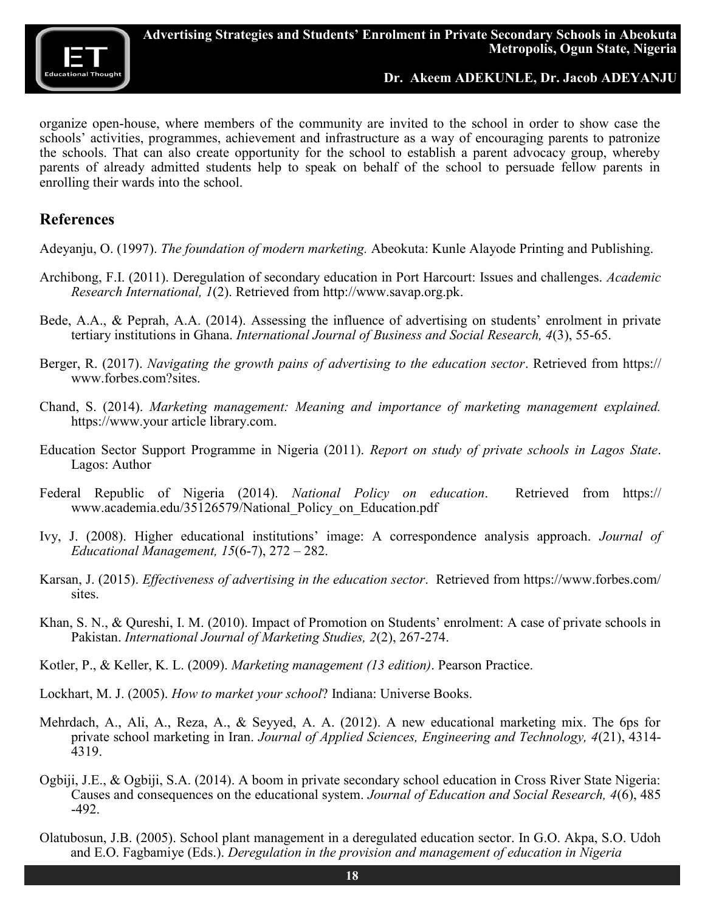organize open-house, where members of the community are invited to the school in order to show case the schools' activities, programmes, achievement and infrastructure as a way of encouraging parents to patronize the schools. That can also create opportunity for the school to establish a parent advocacy group, whereby parents of already admitted students help to speak on behalf of the school to persuade fellow parents in enrolling their wards into the school.

## References

Adeyanju, O. (1997). *The foundation of modern marketing.* Abeokuta: Kunle Alayode Printing and Publishing.

Archibong, F.I. (2011). Deregulation of secondary education in Port Harcourt: Issues and challenges. *Academic Research International, 1*(2). Retrieved from http://www.savap.org.pk.

Bede, A.A., & Peprah, A.A. (2014). Assessing the influence of advertising on students' enrolment in private tertiary institutions in Ghana. *International Journal of Business and Social Research, 4*(3), 55-65.

Berger, R. (2017). *Navigating the growth pains of advertising to the education sector*. Retrieved from https:// www.forbes.com?sites.

Chand, S. (2014). *Marketing management: Meaning and importance of marketing management explained.* https://www.your article library.com.

Education Sector Support Programme in Nigeria (2011). *Report on study of private schools in Lagos State*. Lagos: Author

Federal Republic of Nigeria (2014). *National Policy on education*. Retrieved from https:// www.academia.edu/35126579/National_Policy_on_Education.pdf

Ivy, J. (2008). Higher educational institutions' image: A correspondence analysis approach. *Journal of Educational Management, 15*(6-7), 272 – 282.

Karsan, J. (2015). *Effectiveness of advertising in the education sector*. Retrieved from https://www.forbes.com/ sites.

Khan, S. N., & Qureshi, I. M. (2010). Impact of Promotion on Students' enrolment: A case of private schools in Pakistan. *International Journal of Marketing Studies, 2*(2), 267-274.

Kotler, P., & Keller, K. L. (2009). *Marketing management (13 edition)*. Pearson Practice.

Lockhart, M. J. (2005). *How to market your school*? Indiana: Universe Books.

Mehrdach, A., Ali, A., Reza, A., & Seyyed, A. A. (2012). A new educational marketing mix. The 6ps for private school marketing in Iran. *Journal of Applied Sciences, Engineering and Technology, 4*(21), 4314-4319.

Ogbiji, J.E., & Ogbiji, S.A. (2014). A boom in private secondary school education in Cross River State Nigeria: Causes and consequences on the educational system. *Journal of Education and Social Research, 4*(6), 485 -492.

Olatubosun, J.B. (2005). School plant management in a deregulated education sector. In G.O. Akpa, S.O. Udoh and E.O. Fagbamiye (Eds.). *Deregulation in the provision and management of education in Nigeria*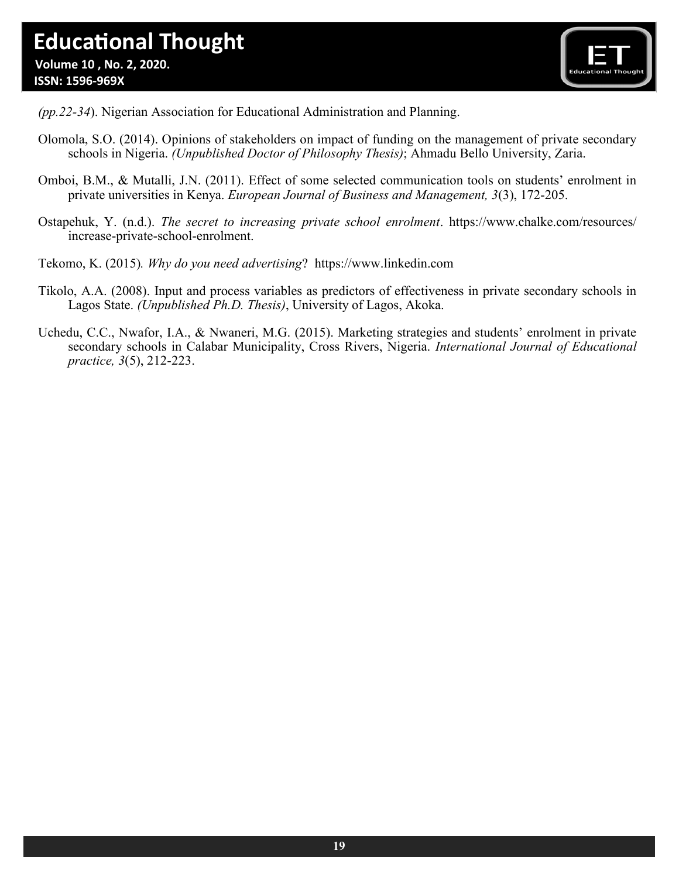*(pp.22-34*). Nigerian Association for Educational Administration and Planning.

Olomola, S.O. (2014). Opinions of stakeholders on impact of funding on the management of private secondary schools in Nigeria. *(Unpublished Doctor of Philosophy Thesis)*; Ahmadu Bello University, Zaria.

Omboi, B.M., & Mutalli, J.N. (2011). Effect of some selected communication tools on students' enrolment in private universities in Kenya. *European Journal of Business and Management, 3*(3), 172-205.

Ostapehuk, Y. (n.d.). *The secret to increasing private school enrolment*. https://www.chalke.com/resources/increase-private-school-enrolment.

Tekomo, K. (2015)*. Why do you need advertising*? https://www.linkedin.com

Tikolo, A.A. (2008). Input and process variables as predictors of effectiveness in private secondary schools in Lagos State. *(Unpublished Ph.D. Thesis)*, University of Lagos, Akoka.

Uchedu, C.C., Nwafor, I.A., & Nwaneri, M.G. (2015). Marketing strategies and students' enrolment in private secondary schools in Calabar Municipality, Cross Rivers, Nigeria. *International Journal of Educational practice, 3*(5), 212-223.